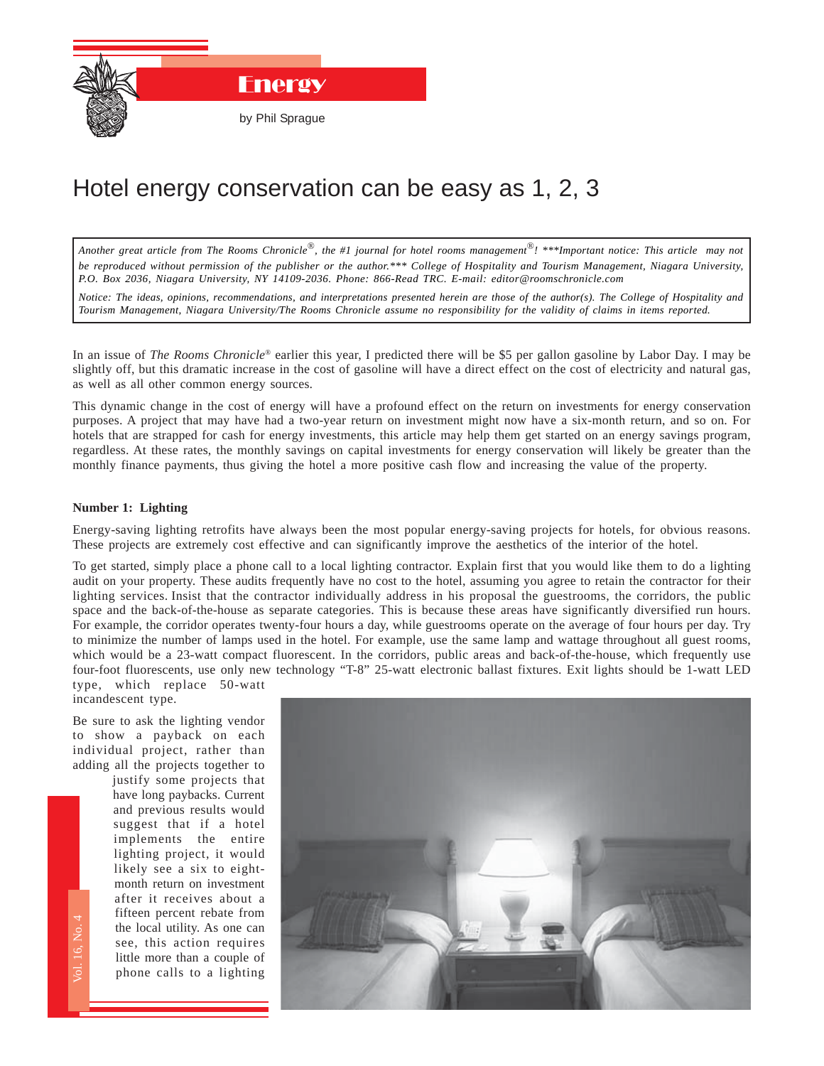# Energy

by Phil Sprague

## Hotel energy conservation can be easy as 1, 2, 3

*Another great article from The Rooms Chronicle®, the #1 journal for hotel rooms management®! \*\*\*Important notice: This article may not be reproduced without permission of the publisher or the author.\*\*\* College of Hospitality and Tourism Management, Niagara University, P.O. Box 2036, Niagara University, NY 14109-2036. Phone: 866-Read TRC. E-mail: editor@roomschronicle.com*

*Notice: The ideas, opinions, recommendations, and interpretations presented herein are those of the author(s). The College of Hospitality and Tourism Management, Niagara University/The Rooms Chronicle assume no responsibility for the validity of claims in items reported.*

In an issue of *The Rooms Chronicle®* earlier this year, I predicted there will be $5 per gallon gasoline by Labor Day. I may be slightly off, but this dramatic increase in the cost of gasoline will have a direct effect on the cost of electricity and natural gas, as well as all other common energy sources.

This dynamic change in the cost of energy will have a profound effect on the return on investments for energy conservation purposes. A project that may have had a two-year return on investment might now have a six-month return, and so on. For hotels that are strapped for cash for energy investments, this article may help them get started on an energy savings program, regardless. At these rates, the monthly savings on capital investments for energy conservation will likely be greater than the monthly finance payments, thus giving the hotel a more positive cash flow and increasing the value of the property.

**Number 1: Lighting**

Energy-saving lighting retrofits have always been the most popular energy-saving projects for hotels, for obvious reasons. These projects are extremely cost effective and can significantly improve the aesthetics of the interior of the hotel.

To get started, simply place a phone call to a local lighting contractor. Explain first that you would like them to do a lighting audit on your property. These audits frequently have no cost to the hotel, assuming you agree to retain the contractor for their lighting services. Insist that the contractor individually address in his proposal the guestrooms, the corridors, the public space and the back-of-the-house as separate categories. This is because these areas have significantly diversified run hours. For example, the corridor operates twenty-four hours a day, while guestrooms operate on the average of four hours per day. Try to minimize the number of lamps used in the hotel. For example, use the same lamp and wattage throughout all guest rooms, which would be a 23-watt compact fluorescent. In the corridors, public areas and back-of-the-house, which frequently use four-foot fluorescents, use only new technology "T-8" 25-watt electronic ballast fixtures. Exit lights should be 1-watt LED type, which replace 50-watt incandescent type.

Be sure to ask the lighting vendor to show a payback on each individual project, rather than adding all the projects together to justify some projects that have long paybacks. Current and previous results would suggest that if a hotel implements the entire lighting project, it would likely see a six to eight-month return on investment after it receives about a fifteen percent rebate from the local utility. As one can see, this action requires little more than a couple of phone calls to a lighting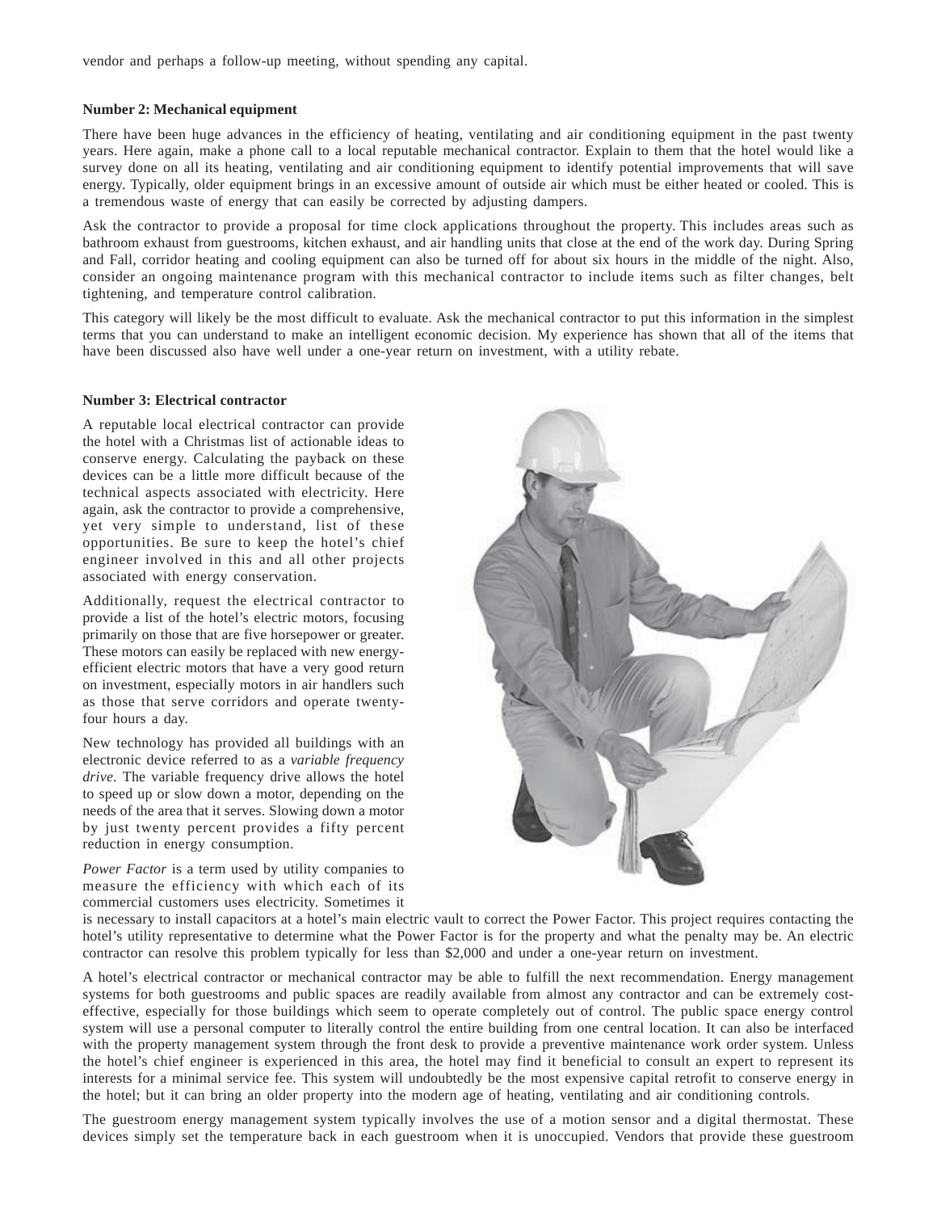vendor and perhaps a follow-up meeting, without spending any capital.

**Number 2: Mechanical equipment**

There have been huge advances in the efficiency of heating, ventilating and air conditioning equipment in the past twenty years. Here again, make a phone call to a local reputable mechanical contractor. Explain to them that the hotel would like a survey done on all its heating, ventilating and air conditioning equipment to identify potential improvements that will save energy. Typically, older equipment brings in an excessive amount of outside air which must be either heated or cooled. This is a tremendous waste of energy that can easily be corrected by adjusting dampers.

Ask the contractor to provide a proposal for time clock applications throughout the property. This includes areas such as bathroom exhaust from guestrooms, kitchen exhaust, and air handling units that close at the end of the work day. During Spring and Fall, corridor heating and cooling equipment can also be turned off for about six hours in the middle of the night. Also, consider an ongoing maintenance program with this mechanical contractor to include items such as filter changes, belt tightening, and temperature control calibration.

This category will likely be the most difficult to evaluate. Ask the mechanical contractor to put this information in the simplest terms that you can understand to make an intelligent economic decision. My experience has shown that all of the items that have been discussed also have well under a one-year return on investment, with a utility rebate.

**Number 3: Electrical contractor**

A reputable local electrical contractor can provide the hotel with a Christmas list of actionable ideas to conserve energy. Calculating the payback on these devices can be a little more difficult because of the technical aspects associated with electricity. Here again, ask the contractor to provide a comprehensive, yet very simple to understand, list of these opportunities. Be sure to keep the hotel's chief engineer involved in this and all other projects associated with energy conservation.

Additionally, request the electrical contractor to provide a list of the hotel's electric motors, focusing primarily on those that are five horsepower or greater. These motors can easily be replaced with new energy-efficient electric motors that have a very good return on investment, especially motors in air handlers such as those that serve corridors and operate twenty-four hours a day.

New technology has provided all buildings with an electronic device referred to as a *variable frequency drive*. The variable frequency drive allows the hotel to speed up or slow down a motor, depending on the needs of the area that it serves. Slowing down a motor by just twenty percent provides a fifty percent reduction in energy consumption.

*Power Factor* is a term used by utility companies to measure the efficiency with which each of its commercial customers uses electricity. Sometimes it is necessary to install capacitors at a hotel's main electric vault to correct the Power Factor. This project requires contacting the hotel's utility representative to determine what the Power Factor is for the property and what the penalty may be. An electric contractor can resolve this problem typically for less than $2,000 and under a one-year return on investment.

A hotel's electrical contractor or mechanical contractor may be able to fulfill the next recommendation. Energy management systems for both guestrooms and public spaces are readily available from almost any contractor and can be extremely cost-effective, especially for those buildings which seem to operate completely out of control. The public space energy control system will use a personal computer to literally control the entire building from one central location. It can also be interfaced with the property management system through the front desk to provide a preventive maintenance work order system. Unless the hotel's chief engineer is experienced in this area, the hotel may find it beneficial to consult an expert to represent its interests for a minimal service fee. This system will undoubtedly be the most expensive capital retrofit to conserve energy in the hotel; but it can bring an older property into the modern age of heating, ventilating and air conditioning controls.

The guestroom energy management system typically involves the use of a motion sensor and a digital thermostat. These devices simply set the temperature back in each guestroom when it is unoccupied. Vendors that provide these guestroom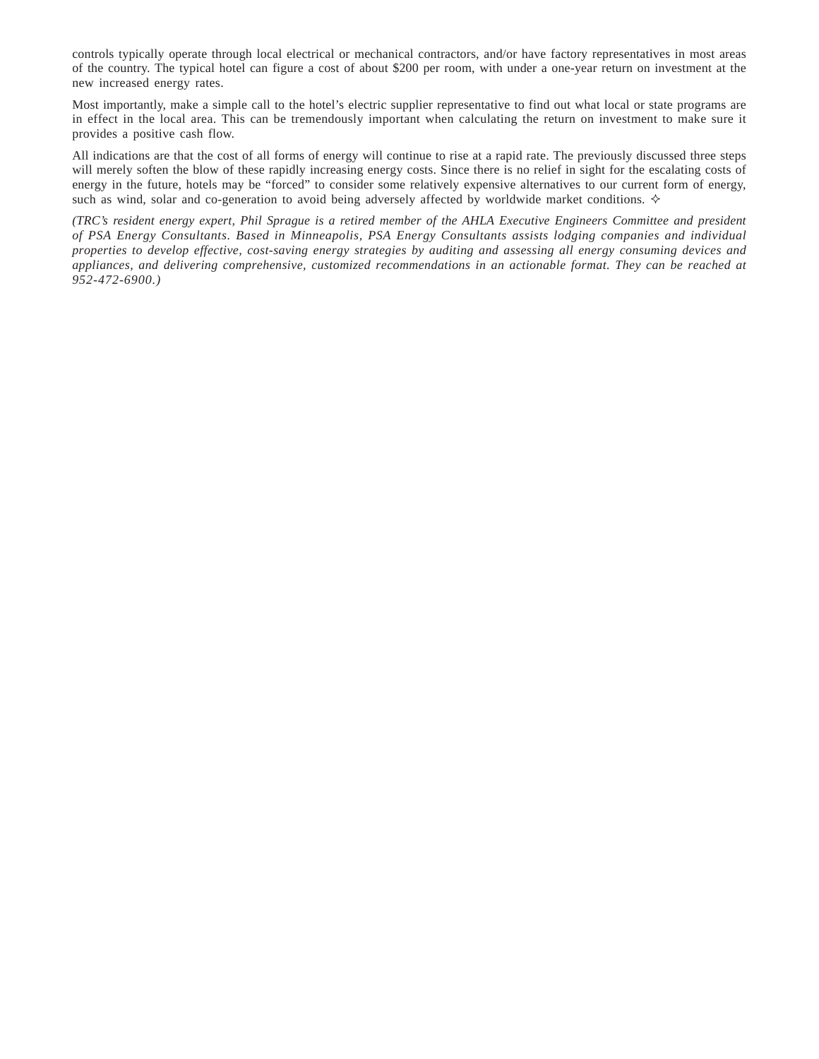controls typically operate through local electrical or mechanical contractors, and/or have factory representatives in most areas of the country. The typical hotel can figure a cost of about $200 per room, with under a one-year return on investment at the new increased energy rates.

Most importantly, make a simple call to the hotel's electric supplier representative to find out what local or state programs are in effect in the local area. This can be tremendously important when calculating the return on investment to make sure it provides a positive cash flow.

All indications are that the cost of all forms of energy will continue to rise at a rapid rate. The previously discussed three steps will merely soften the blow of these rapidly increasing energy costs. Since there is no relief in sight for the escalating costs of energy in the future, hotels may be "forced" to consider some relatively expensive alternatives to our current form of energy, such as wind, solar and co-generation to avoid being adversely affected by worldwide market conditions. ✧

*(TRC's resident energy expert, Phil Sprague is a retired member of the AHLA Executive Engineers Committee and president of PSA Energy Consultants. Based in Minneapolis, PSA Energy Consultants assists lodging companies and individual properties to develop effective, cost-saving energy strategies by auditing and assessing all energy consuming devices and appliances, and delivering comprehensive, customized recommendations in an actionable format. They can be reached at 952-472-6900.)*